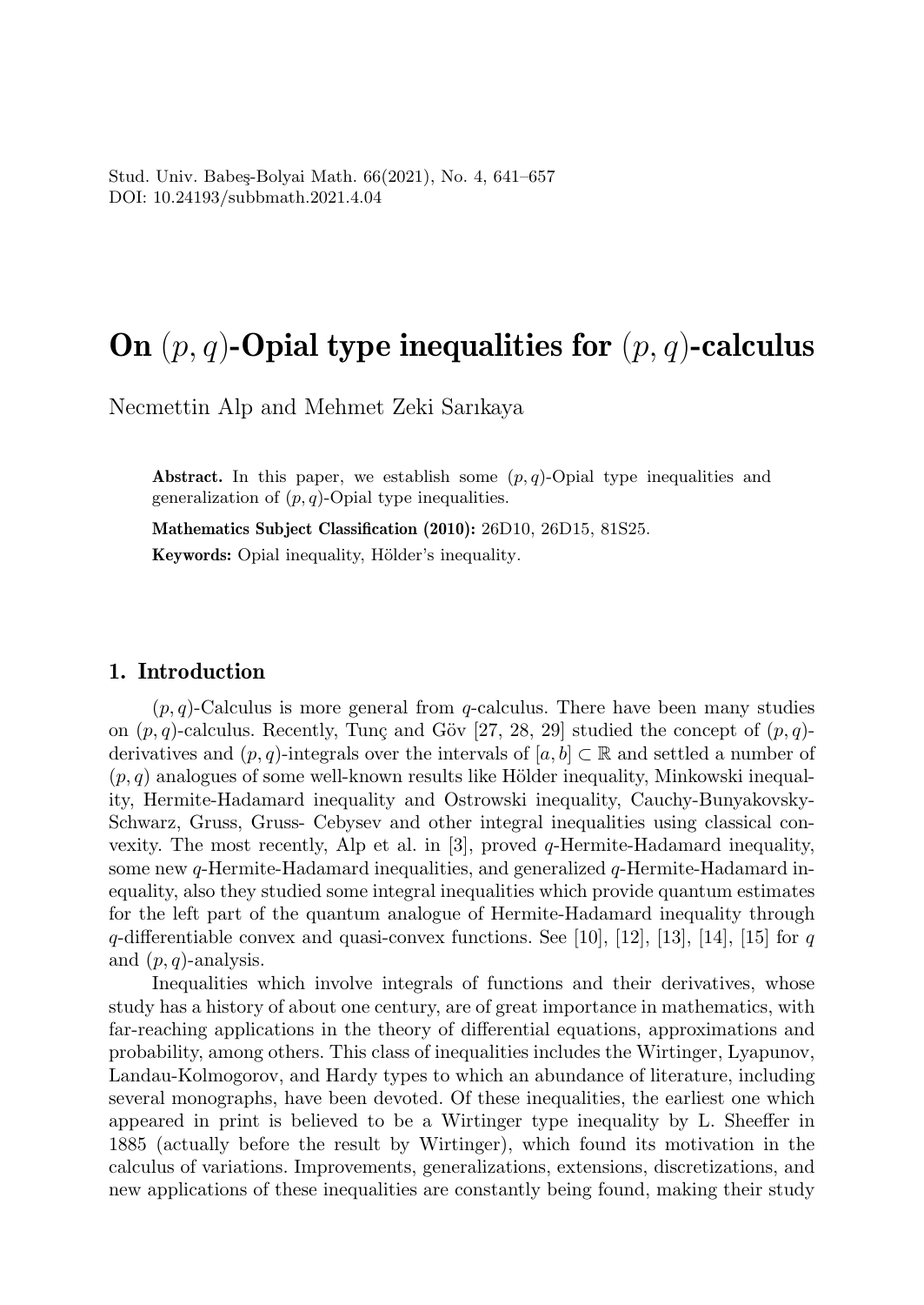Stud. Univ. Babeş-Bolyai Math. 66(2021), No. 4, 641–657
DOI: 10.24193/subbmath.2021.4.04

# On $(p, q)$-Opial type inequalities for $(p, q)$-calculus

Necmettin Alp and Mehmet Zeki Sarıkaya

**Abstract.** In this paper, we establish some $(p, q)$-Opial type inequalities and generalization of $(p, q)$-Opial type inequalities.

**Mathematics Subject Classification (2010):** 26D10, 26D15, 81S25.

**Keywords:** Opial inequality, Hölder's inequality.

## 1. Introduction

$(p, q)$-Calculus is more general from $q$-calculus. There have been many studies on $(p, q)$-calculus. Recently, Tunç and Göv [27, 28, 29] studied the concept of $(p, q)$-derivatives and $(p, q)$-integrals over the intervals of $[a, b] \subset \mathbb{R}$ and settled a number of $(p, q)$ analogues of some well-known results like Hölder inequality, Minkowski inequality, Hermite-Hadamard inequality and Ostrowski inequality, Cauchy-Bunyakovsky-Schwarz, Gruss, Gruss- Cebysev and other integral inequalities using classical convexity. The most recently, Alp et al. in [3], proved $q$-Hermite-Hadamard inequality, some new $q$-Hermite-Hadamard inequalities, and generalized $q$-Hermite-Hadamard inequality, also they studied some integral inequalities which provide quantum estimates for the left part of the quantum analogue of Hermite-Hadamard inequality through $q$-differentiable convex and quasi-convex functions. See [10], [12], [13], [14], [15] for $q$ and $(p, q)$-analysis.

Inequalities which involve integrals of functions and their derivatives, whose study has a history of about one century, are of great importance in mathematics, with far-reaching applications in the theory of differential equations, approximations and probability, among others. This class of inequalities includes the Wirtinger, Lyapunov, Landau-Kolmogorov, and Hardy types to which an abundance of literature, including several monographs, have been devoted. Of these inequalities, the earliest one which appeared in print is believed to be a Wirtinger type inequality by L. Sheeffer in 1885 (actually before the result by Wirtinger), which found its motivation in the calculus of variations. Improvements, generalizations, extensions, discretizations, and new applications of these inequalities are constantly being found, making their study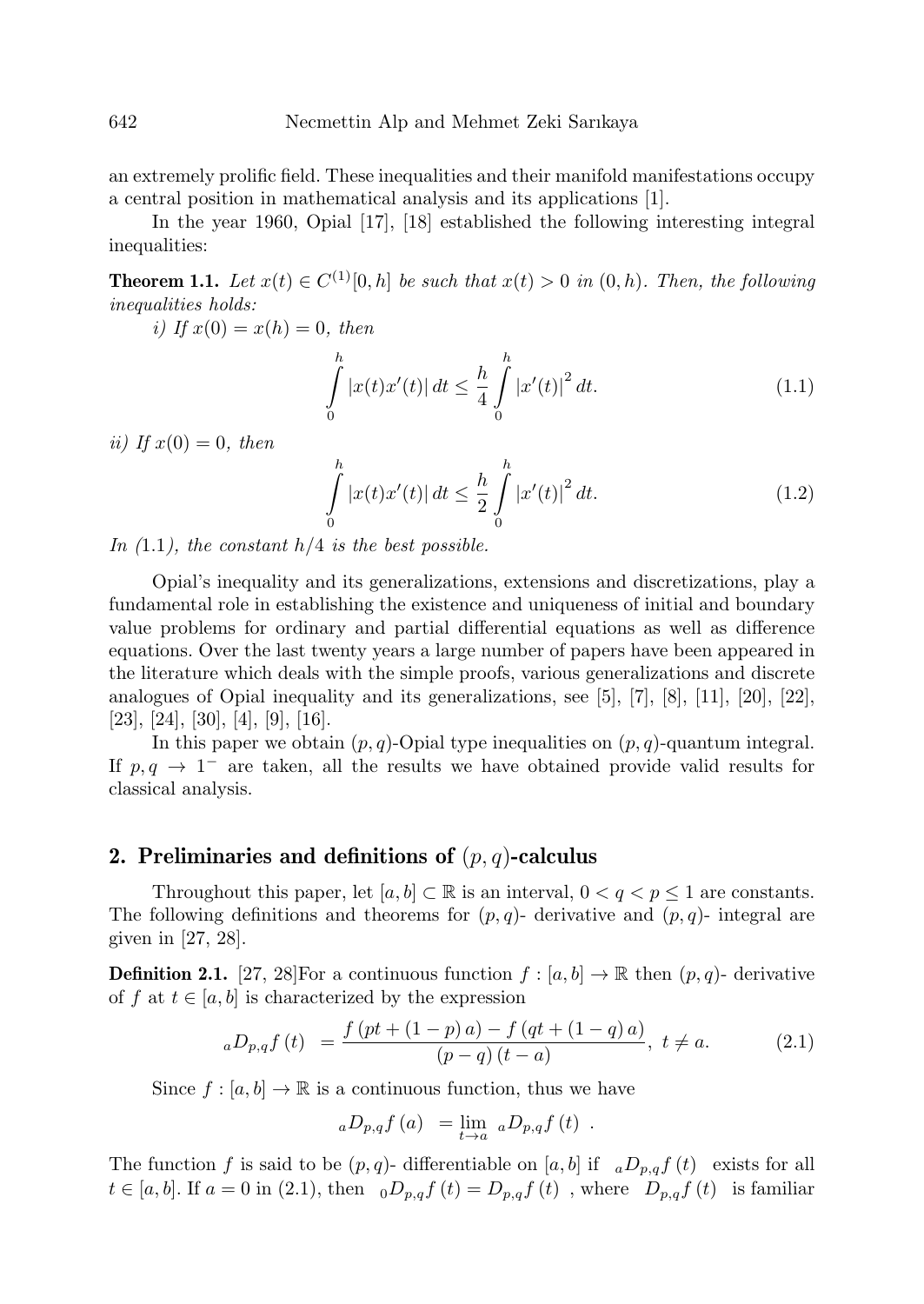an extremely prolific field. These inequalities and their manifold manifestations occupy a central position in mathematical analysis and its applications [1].

In the year 1960, Opial [17], [18] established the following interesting integral inequalities:

**Theorem 1.1.** *Let $x(t) \in C^{(1)}[0,h]$ be such that $x(t) > 0$ in $(0,h)$. Then, the following inequalities holds:*

*i) If $x(0) = x(h) = 0$, then*

$$\int_0^h |x(t)x'(t)|\, dt \leq \frac{h}{4} \int_0^h |x'(t)|^2\, dt. \tag{1.1}$$

*ii) If $x(0) = 0$, then*

$$\int_0^h |x(t)x'(t)|\, dt \leq \frac{h}{2} \int_0^h |x'(t)|^2\, dt. \tag{1.2}$$

*In (1.1), the constant $h/4$ is the best possible.*

Opial's inequality and its generalizations, extensions and discretizations, play a fundamental role in establishing the existence and uniqueness of initial and boundary value problems for ordinary and partial differential equations as well as difference equations. Over the last twenty years a large number of papers have been appeared in the literature which deals with the simple proofs, various generalizations and discrete analogues of Opial inequality and its generalizations, see [5], [7], [8], [11], [20], [22], [23], [24], [30], [4], [9], [16].

In this paper we obtain $(p,q)$-Opial type inequalities on $(p,q)$-quantum integral. If $p,q \to 1^-$ are taken, all the results we have obtained provide valid results for classical analysis.

## 2. Preliminaries and definitions of $(p,q)$-calculus

Throughout this paper, let $[a,b] \subset \mathbb{R}$ is an interval, $0 < q < p \leq 1$ are constants. The following definitions and theorems for $(p,q)$- derivative and $(p,q)$- integral are given in [27, 28].

**Definition 2.1.** [27, 28]For a continuous function $f : [a,b] \to \mathbb{R}$ then $(p,q)$- derivative of $f$ at $t \in [a,b]$ is characterized by the expression

$${}_aD_{p,q}f(t) = \frac{f(pt + (1-p)a) - f(qt + (1-q)a)}{(p-q)(t-a)}, \ t \neq a. \tag{2.1}$$

Since $f : [a,b] \to \mathbb{R}$ is a continuous function, thus we have

$${}_aD_{p,q}f(a) = \lim_{t \to a} {}_aD_{p,q}f(t) .$$

The function $f$ is said to be $(p,q)$- differentiable on $[a,b]$ if ${}_aD_{p,q}f(t)$ exists for all $t \in [a,b]$. If $a = 0$ in (2.1), then ${}_0D_{p,q}f(t) = D_{p,q}f(t)$, where $D_{p,q}f(t)$ is familiar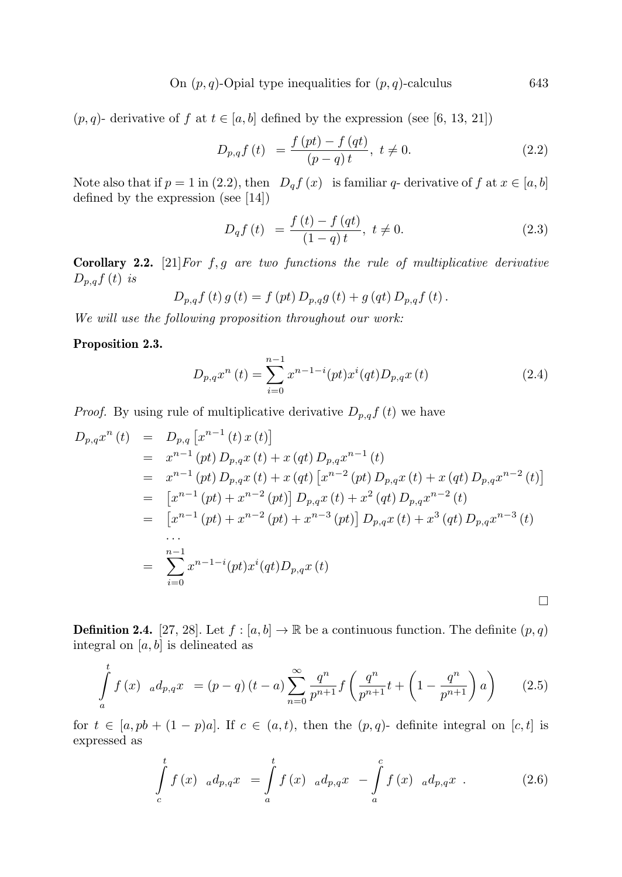$(p,q)$- derivative of $f$ at $t \in [a,b]$ defined by the expression (see [6, 13, 21])

$$D_{p,q} f(t) \ = \frac{f(pt) - f(qt)}{(p-q)t}, \ t \neq 0. \tag{2.2}$$

Note also that if $p = 1$ in (2.2), then $D_q f(x)$ is familiar $q$- derivative of $f$ at $x \in [a,b]$ defined by the expression (see [14])

$$D_q f(t) \ = \frac{f(t) - f(qt)}{(1-q)t}, \ t \neq 0. \tag{2.3}$$

**Corollary 2.2.** [21]*For $f, g$ are two functions the rule of multiplicative derivative $D_{p,q} f(t)$ is*

$$D_{p,q} f(t) g(t) = f(pt) D_{p,q} g(t) + g(qt) D_{p,q} f(t).$$

*We will use the following proposition throughout our work:*

**Proposition 2.3.**

$$D_{p,q} x^n(t) = \sum_{i=0}^{n-1} x^{n-1-i}(pt) x^i(qt) D_{p,q} x(t) \tag{2.4}$$

*Proof.* By using rule of multiplicative derivative $D_{p,q} f(t)$ we have

$$\begin{aligned}
D_{p,q} x^n(t) &= D_{p,q} \left[ x^{n-1}(t) x(t) \right] \\
&= x^{n-1}(pt) D_{p,q} x(t) + x(qt) D_{p,q} x^{n-1}(t) \\
&= x^{n-1}(pt) D_{p,q} x(t) + x(qt) \left[ x^{n-2}(pt) D_{p,q} x(t) + x(qt) D_{p,q} x^{n-2}(t) \right] \\
&= \left[ x^{n-1}(pt) + x^{n-2}(pt) \right] D_{p,q} x(t) + x^2(qt) D_{p,q} x^{n-2}(t) \\
&= \left[ x^{n-1}(pt) + x^{n-2}(pt) + x^{n-3}(pt) \right] D_{p,q} x(t) + x^3(qt) D_{p,q} x^{n-3}(t) \\
&\cdots \\
&= \sum_{i=0}^{n-1} x^{n-1-i}(pt) x^i(qt) D_{p,q} x(t)
\end{aligned}$$

□

**Definition 2.4.** [27, 28]. Let $f : [a,b] \to \mathbb{R}$ be a continuous function. The definite $(p,q)$ integral on $[a,b]$ is delineated as

$$\int_a^t f(x) \ {}_a d_{p,q} x \ = (p-q)(t-a) \sum_{n=0}^{\infty} \frac{q^n}{p^{n+1}} f\left( \frac{q^n}{p^{n+1}} t + \left( 1 - \frac{q^n}{p^{n+1}} \right) a \right) \tag{2.5}$$

for $t \in [a, pb + (1-p)a]$. If $c \in (a,t)$, then the $(p,q)$- definite integral on $[c,t]$ is expressed as

$$\int_c^t f(x) \ {}_a d_{p,q} x \ = \int_a^t f(x) \ {}_a d_{p,q} x \ - \int_a^c f(x) \ {}_a d_{p,q} x \ . \tag{2.6}$$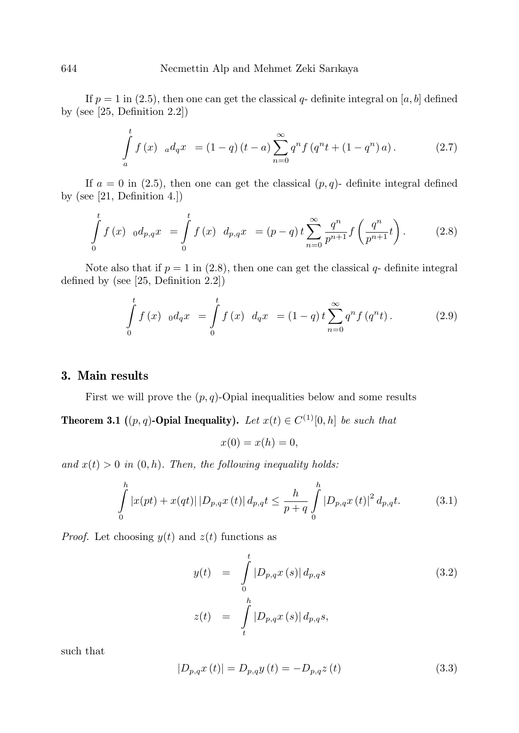If $p=1$ in (2.5), then one can get the classical $q$- definite integral on $[a,b]$ defined by (see [25, Definition 2.2])

$$\int_a^t f(x) \ {}_a d_q x \ = (1-q)(t-a)\sum_{n=0}^{\infty} q^n f(q^n t + (1-q^n) a). \tag{2.7}$$

If $a=0$ in (2.5), then one can get the classical $(p,q)$- definite integral defined by (see [21, Definition 4.])

$$\int_0^t f(x) \ {}_0 d_{p,q} x \ = \int_0^t f(x) \ d_{p,q} x \ = (p-q)\, t \sum_{n=0}^{\infty} \frac{q^n}{p^{n+1}} f\left(\frac{q^n}{p^{n+1}} t\right). \tag{2.8}$$

Note also that if $p=1$ in (2.8), then one can get the classical $q$- definite integral defined by (see [25, Definition 2.2])

$$\int_0^t f(x) \ {}_0 d_q x \ = \int_0^t f(x) \ d_q x \ = (1-q)\, t \sum_{n=0}^{\infty} q^n f(q^n t). \tag{2.9}$$

## 3. Main results

First we will prove the $(p,q)$-Opial inequalities below and some results

**Theorem 3.1 ($(p,q)$-Opial Inequality).** *Let $x(t) \in C^{(1)}[0,h]$ be such that*

$$x(0) = x(h) = 0,$$

*and $x(t) > 0$ in $(0,h)$. Then, the following inequality holds:*

$$\int_0^h |x(pt) + x(qt)| \left|D_{p,q} x(t)\right| d_{p,q} t \leq \frac{h}{p+q} \int_0^h \left|D_{p,q} x(t)\right|^2 d_{p,q} t. \tag{3.1}$$

*Proof.* Let choosing $y(t)$ and $z(t)$ functions as

$$\begin{aligned} y(t) &= \int_0^t \left|D_{p,q} x(s)\right| d_{p,q} s \\ z(t) &= \int_t^h \left|D_{p,q} x(s)\right| d_{p,q} s, \end{aligned} \tag{3.2}$$

such that

$$\left|D_{p,q} x(t)\right| = D_{p,q} y(t) = -D_{p,q} z(t) \tag{3.3}$$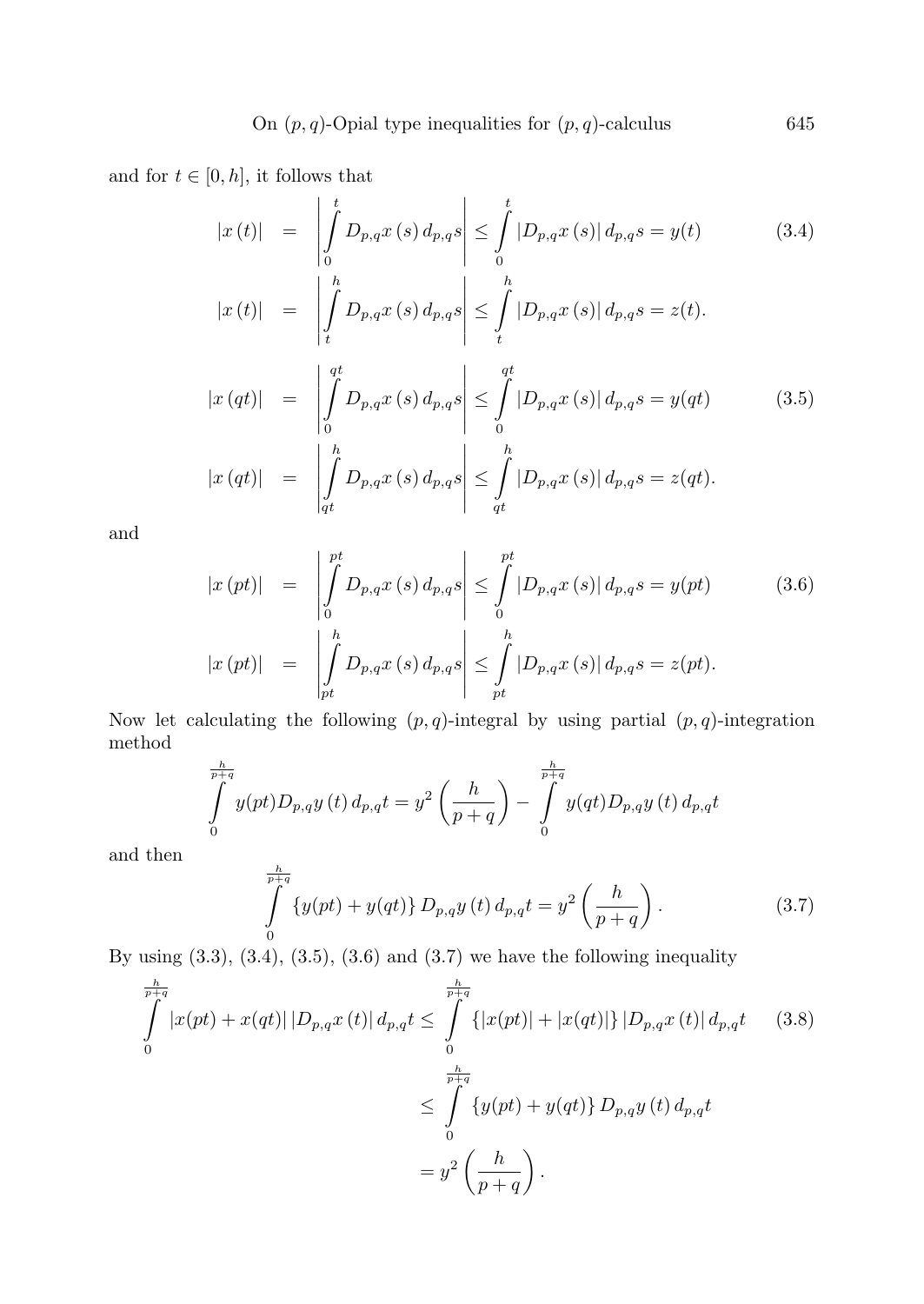and for $t \in [0, h]$, it follows that

$$|x(t)| = \left| \int_0^t D_{p,q}x(s)\, d_{p,q}s \right| \leq \int_0^t |D_{p,q}x(s)|\, d_{p,q}s = y(t) \tag{3.4}$$

$$|x(t)| = \left| \int_t^h D_{p,q}x(s)\, d_{p,q}s \right| \leq \int_t^h |D_{p,q}x(s)|\, d_{p,q}s = z(t).$$

$$|x(qt)| = \left| \int_0^{qt} D_{p,q}x(s)\, d_{p,q}s \right| \leq \int_0^{qt} |D_{p,q}x(s)|\, d_{p,q}s = y(qt) \tag{3.5}$$

$$|x(qt)| = \left| \int_{qt}^h D_{p,q}x(s)\, d_{p,q}s \right| \leq \int_{qt}^h |D_{p,q}x(s)|\, d_{p,q}s = z(qt).$$

and

$$|x(pt)| = \left| \int_0^{pt} D_{p,q}x(s)\, d_{p,q}s \right| \leq \int_0^{pt} |D_{p,q}x(s)|\, d_{p,q}s = y(pt) \tag{3.6}$$

$$|x(pt)| = \left| \int_{pt}^h D_{p,q}x(s)\, d_{p,q}s \right| \leq \int_{pt}^h |D_{p,q}x(s)|\, d_{p,q}s = z(pt).$$

Now let calculating the following $(p, q)$-integral by using partial $(p, q)$-integration method

$$\int_0^{\frac{h}{p+q}} y(pt) D_{p,q}y(t)\, d_{p,q}t = y^2\left(\frac{h}{p+q}\right) - \int_0^{\frac{h}{p+q}} y(qt) D_{p,q}y(t)\, d_{p,q}t$$

and then

$$\int_0^{\frac{h}{p+q}} \{y(pt) + y(qt)\} D_{p,q}y(t)\, d_{p,q}t = y^2\left(\frac{h}{p+q}\right). \tag{3.7}$$

By using (3.3), (3.4), (3.5), (3.6) and (3.7) we have the following inequality

$$\begin{aligned}
\int_0^{\frac{h}{p+q}} |x(pt) + x(qt)|\, |D_{p,q}x(t)|\, d_{p,q}t &\leq \int_0^{\frac{h}{p+q}} \{|x(pt)| + |x(qt)|\}\, |D_{p,q}x(t)|\, d_{p,q}t \\
&\leq \int_0^{\frac{h}{p+q}} \{y(pt) + y(qt)\} D_{p,q}y(t)\, d_{p,q}t \\
&= y^2\left(\frac{h}{p+q}\right).
\end{aligned} \tag{3.8}$$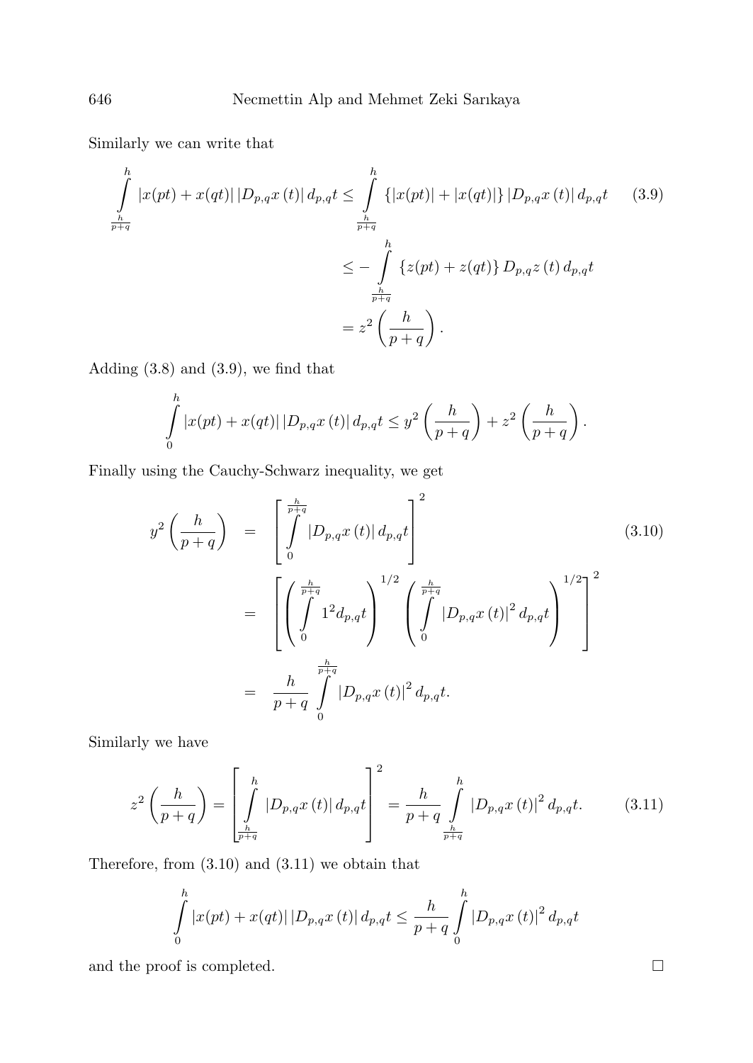Similarly we can write that

$$\int_{\frac{h}{p+q}}^{h} |x(pt)+x(qt)|\,|D_{p,q}x(t)|\,d_{p,q}t \leq \int_{\frac{h}{p+q}}^{h} \{|x(pt)|+|x(qt)|\}\,|D_{p,q}x(t)|\,d_{p,q}t \tag{3.9}$$

$$\leq -\int_{\frac{h}{p+q}}^{h} \{z(pt)+z(qt)\}\,D_{p,q}z(t)\,d_{p,q}t$$

$$= z^2\left(\frac{h}{p+q}\right).$$

Adding (3.8) and (3.9), we find that

$$\int_{0}^{h} |x(pt)+x(qt)|\,|D_{p,q}x(t)|\,d_{p,q}t \leq y^2\left(\frac{h}{p+q}\right)+z^2\left(\frac{h}{p+q}\right).$$

Finally using the Cauchy-Schwarz inequality, we get

$$\begin{aligned} y^2\left(\frac{h}{p+q}\right) &= \left[\int_{0}^{\frac{h}{p+q}} |D_{p,q}x(t)|\,d_{p,q}t\right]^2 \\ &= \left[\left(\int_{0}^{\frac{h}{p+q}} 1^2 d_{p,q}t\right)^{1/2}\left(\int_{0}^{\frac{h}{p+q}} |D_{p,q}x(t)|^2\,d_{p,q}t\right)^{1/2}\right]^2 \\ &= \frac{h}{p+q}\int_{0}^{\frac{h}{p+q}} |D_{p,q}x(t)|^2\,d_{p,q}t. \end{aligned} \tag{3.10}$$

Similarly we have

$$z^2\left(\frac{h}{p+q}\right) = \left[\int_{\frac{h}{p+q}}^{h} |D_{p,q}x(t)|\,d_{p,q}t\right]^2 = \frac{h}{p+q}\int_{\frac{h}{p+q}}^{h} |D_{p,q}x(t)|^2\,d_{p,q}t. \tag{3.11}$$

Therefore, from (3.10) and (3.11) we obtain that

$$\int_{0}^{h} |x(pt)+x(qt)|\,|D_{p,q}x(t)|\,d_{p,q}t \leq \frac{h}{p+q}\int_{0}^{h} |D_{p,q}x(t)|^2\,d_{p,q}t$$

and the proof is completed. □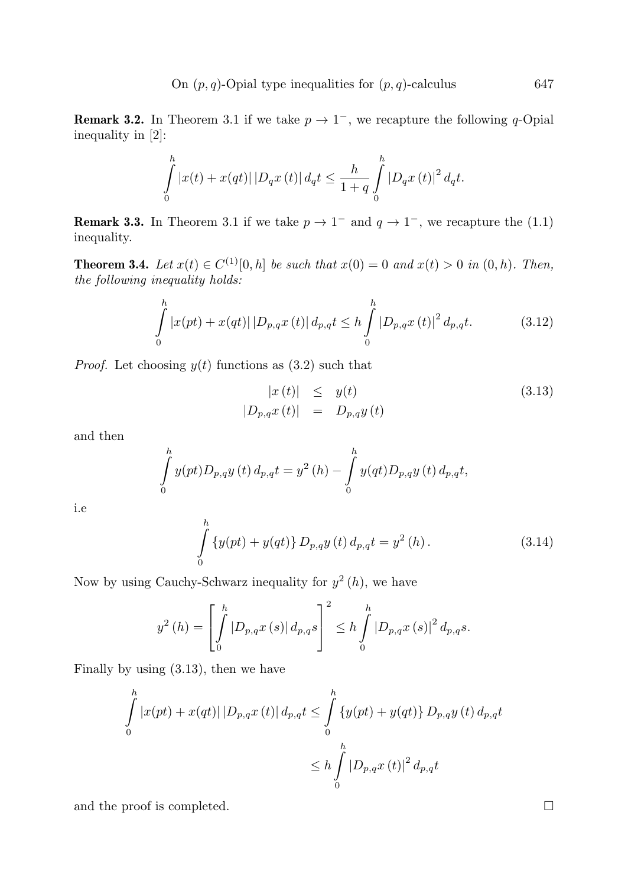**Remark 3.2.** In Theorem 3.1 if we take $p \to 1^-$, we recapture the following $q$-Opial inequality in [2]:

$$\int_0^h |x(t) + x(qt)| \, |D_q x(t)| \, d_q t \leq \frac{h}{1+q} \int_0^h |D_q x(t)|^2 \, d_q t.$$

**Remark 3.3.** In Theorem 3.1 if we take $p \to 1^-$ and $q \to 1^-$, we recapture the (1.1) inequality.

**Theorem 3.4.** *Let $x(t) \in C^{(1)}[0,h]$ be such that $x(0) = 0$ and $x(t) > 0$ in $(0,h)$. Then, the following inequality holds:*

$$\int_0^h |x(pt) + x(qt)| \, |D_{p,q} x(t)| \, d_{p,q} t \leq h \int_0^h |D_{p,q} x(t)|^2 \, d_{p,q} t. \tag{3.12}$$

*Proof.* Let choosing $y(t)$ functions as (3.2) such that

$$\begin{aligned} |x(t)| &\leq y(t) \\ |D_{p,q} x(t)| &= D_{p,q} y(t) \end{aligned} \tag{3.13}$$

and then

$$\int_0^h y(pt) D_{p,q} y(t) \, d_{p,q} t = y^2(h) - \int_0^h y(qt) D_{p,q} y(t) \, d_{p,q} t,$$

i.e

$$\int_0^h \{y(pt) + y(qt)\} \, D_{p,q} y(t) \, d_{p,q} t = y^2(h). \tag{3.14}$$

Now by using Cauchy-Schwarz inequality for $y^2(h)$, we have

$$y^2(h) = \left[ \int_0^h |D_{p,q} x(s)| \, d_{p,q} s \right]^2 \leq h \int_0^h |D_{p,q} x(s)|^2 \, d_{p,q} s.$$

Finally by using (3.13), then we have

$$\begin{aligned} \int_0^h |x(pt) + x(qt)| \, |D_{p,q} x(t)| \, d_{p,q} t &\leq \int_0^h \{y(pt) + y(qt)\} \, D_{p,q} y(t) \, d_{p,q} t \\ &\leq h \int_0^h |D_{p,q} x(t)|^2 \, d_{p,q} t \end{aligned}$$

and the proof is completed. $\square$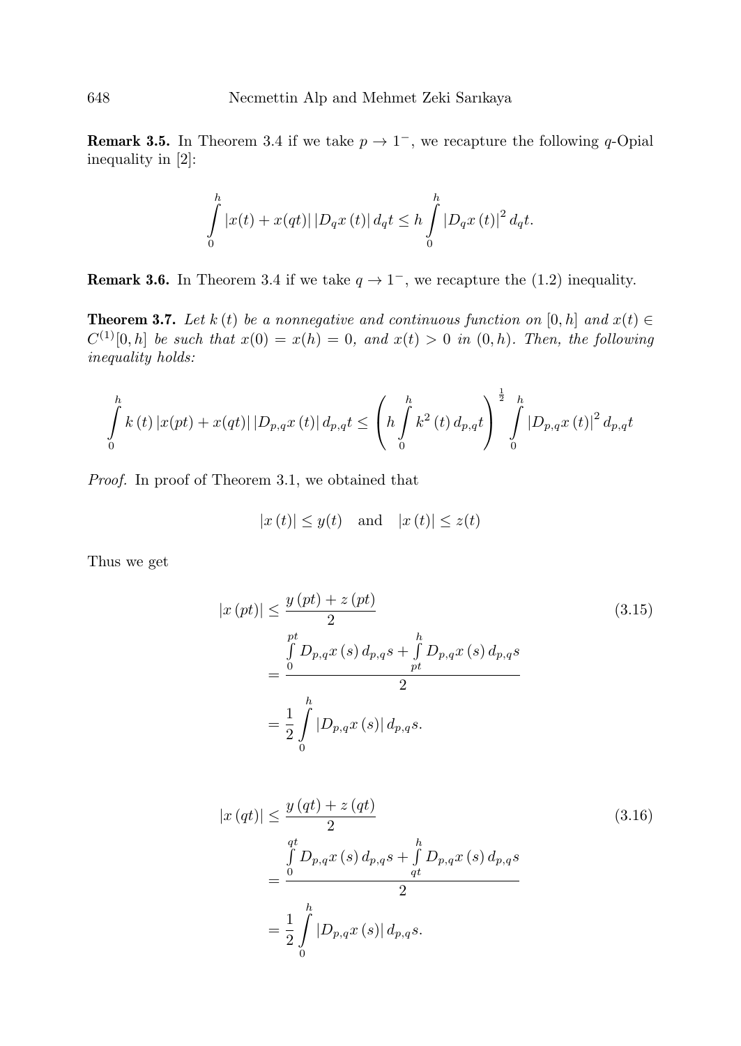**Remark 3.5.** In Theorem 3.4 if we take $p \to 1^-$, we recapture the following $q$-Opial inequality in [2]:

$$\int_0^h |x(t) + x(qt)| \, |D_q x(t)| \, d_q t \leq h \int_0^h |D_q x(t)|^2 \, d_q t.$$

**Remark 3.6.** In Theorem 3.4 if we take $q \to 1^-$, we recapture the (1.2) inequality.

**Theorem 3.7.** *Let $k(t)$ be a nonnegative and continuous function on $[0, h]$ and $x(t) \in C^{(1)}[0, h]$ be such that $x(0) = x(h) = 0$, and $x(t) > 0$ in $(0, h)$. Then, the following inequality holds:*

$$\int_0^h k(t) \, |x(pt) + x(qt)| \, |D_{p,q} x(t)| \, d_{p,q} t \leq \left( h \int_0^h k^2(t) \, d_{p,q} t \right)^{\frac{1}{2}} \int_0^h |D_{p,q} x(t)|^2 \, d_{p,q} t$$

*Proof.* In proof of Theorem 3.1, we obtained that

$$|x(t)| \leq y(t) \quad \text{and} \quad |x(t)| \leq z(t)$$

Thus we get

$$\begin{aligned} |x(pt)| &\leq \frac{y(pt) + z(pt)}{2} \\ &= \frac{\int_0^{pt} D_{p,q} x(s) \, d_{p,q} s + \int_{pt}^h D_{p,q} x(s) \, d_{p,q} s}{2} \\ &= \frac{1}{2} \int_0^h |D_{p,q} x(s)| \, d_{p,q} s. \end{aligned} \tag{3.15}$$

$$\begin{aligned} |x(qt)| &\leq \frac{y(qt) + z(qt)}{2} \\ &= \frac{\int_0^{qt} D_{p,q} x(s) \, d_{p,q} s + \int_{qt}^h D_{p,q} x(s) \, d_{p,q} s}{2} \\ &= \frac{1}{2} \int_0^h |D_{p,q} x(s)| \, d_{p,q} s. \end{aligned} \tag{3.16}$$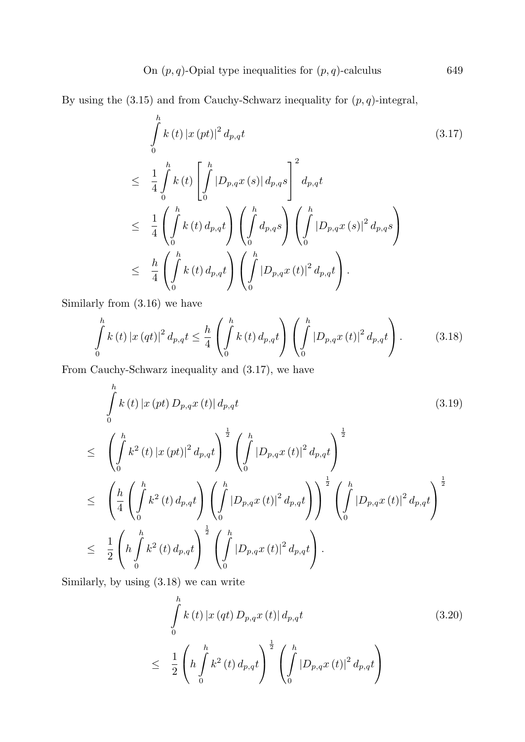By using the (3.15) and from Cauchy-Schwarz inequality for $(p,q)$-integral,

$$
\begin{aligned}
& \int_0^h k(t)\left|x(pt)\right|^2 d_{p,q}t \qquad (3.17)\\
\leq\ & \frac{1}{4}\int_0^h k(t)\left[\int_0^h \left|D_{p,q}x(s)\right| d_{p,q}s\right]^2 d_{p,q}t \\
\leq\ & \frac{1}{4}\left(\int_0^h k(t)\, d_{p,q}t\right)\left(\int_0^h d_{p,q}s\right)\left(\int_0^h \left|D_{p,q}x(s)\right|^2 d_{p,q}s\right) \\
\leq\ & \frac{h}{4}\left(\int_0^h k(t)\, d_{p,q}t\right)\left(\int_0^h \left|D_{p,q}x(t)\right|^2 d_{p,q}t\right).
\end{aligned}
$$

Similarly from (3.16) we have

$$
\int_0^h k(t)\left|x(qt)\right|^2 d_{p,q}t \leq \frac{h}{4}\left(\int_0^h k(t)\, d_{p,q}t\right)\left(\int_0^h \left|D_{p,q}x(t)\right|^2 d_{p,q}t\right). \qquad (3.18)
$$

From Cauchy-Schwarz inequality and (3.17), we have

$$
\begin{aligned}
& \int_0^h k(t)\left|x(pt)\, D_{p,q}x(t)\right| d_{p,q}t \qquad (3.19)\\
\leq\ & \left(\int_0^h k^2(t)\left|x(pt)\right|^2 d_{p,q}t\right)^{\frac{1}{2}}\left(\int_0^h \left|D_{p,q}x(t)\right|^2 d_{p,q}t\right)^{\frac{1}{2}} \\
\leq\ & \left(\frac{h}{4}\left(\int_0^h k^2(t)\, d_{p,q}t\right)\left(\int_0^h \left|D_{p,q}x(t)\right|^2 d_{p,q}t\right)\right)^{\frac{1}{2}}\left(\int_0^h \left|D_{p,q}x(t)\right|^2 d_{p,q}t\right)^{\frac{1}{2}} \\
\leq\ & \frac{1}{2}\left(h\int_0^h k^2(t)\, d_{p,q}t\right)^{\frac{1}{2}}\left(\int_0^h \left|D_{p,q}x(t)\right|^2 d_{p,q}t\right).
\end{aligned}
$$

Similarly, by using (3.18) we can write

$$
\begin{aligned}
& \int_0^h k(t)\left|x(qt)\, D_{p,q}x(t)\right| d_{p,q}t \qquad (3.20)\\
\leq\ & \frac{1}{2}\left(h\int_0^h k^2(t)\, d_{p,q}t\right)^{\frac{1}{2}}\left(\int_0^h \left|D_{p,q}x(t)\right|^2 d_{p,q}t\right)
\end{aligned}
$$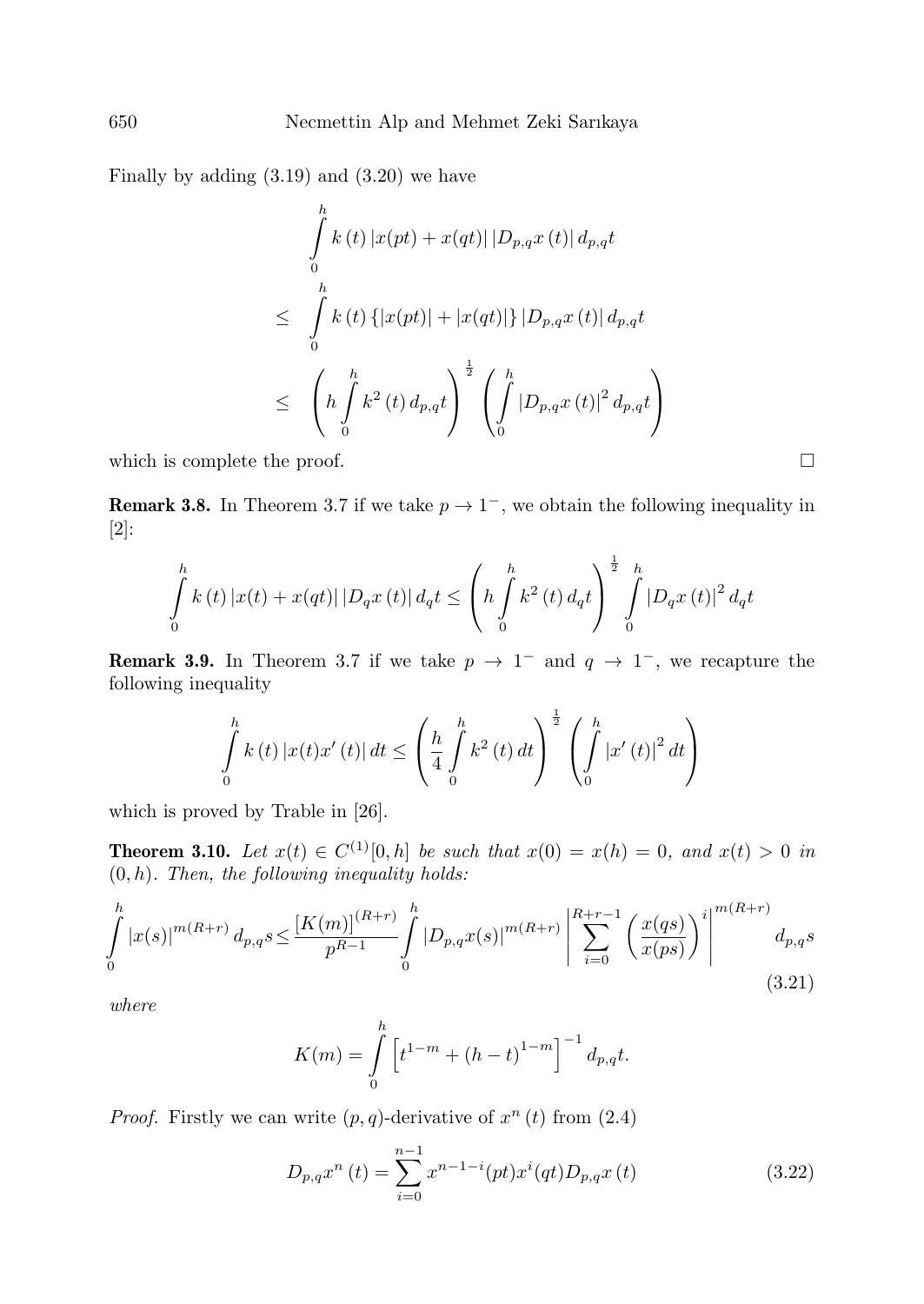Finally by adding (3.19) and (3.20) we have

$$
\begin{aligned}
& \int_0^h k(t)\,|x(pt)+x(qt)|\,|D_{p,q}x(t)|\,d_{p,q}t \\
\leq\ & \int_0^h k(t)\,\{|x(pt)|+|x(qt)|\}\,|D_{p,q}x(t)|\,d_{p,q}t \\
\leq\ & \left(h\int_0^h k^2(t)\,d_{p,q}t\right)^{\frac{1}{2}}\left(\int_0^h |D_{p,q}x(t)|^2\,d_{p,q}t\right)
\end{aligned}
$$

which is complete the proof. □

**Remark 3.8.** In Theorem 3.7 if we take $p \to 1^-$, we obtain the following inequality in [2]:

$$
\int_0^h k(t)\,|x(t)+x(qt)|\,|D_q x(t)|\,d_q t \leq \left(h\int_0^h k^2(t)\,d_q t\right)^{\frac{1}{2}} \int_0^h |D_q x(t)|^2\,d_q t
$$

**Remark 3.9.** In Theorem 3.7 if we take $p \to 1^-$ and $q \to 1^-$, we recapture the following inequality

$$
\int_0^h k(t)\,|x(t)x'(t)|\,dt \leq \left(\frac{h}{4}\int_0^h k^2(t)\,dt\right)^{\frac{1}{2}}\left(\int_0^h |x'(t)|^2\,dt\right)
$$

which is proved by Trable in [26].

**Theorem 3.10.** *Let $x(t) \in C^{(1)}[0,h]$ be such that $x(0)=x(h)=0$, and $x(t)>0$ in $(0,h)$. Then, the following inequality holds:*

$$
\int_0^h |x(s)|^{m(R+r)}\,d_{p,q}s \leq \frac{[K(m)]^{(R+r)}}{p^{R-1}}\int_0^h |D_{p,q}x(s)|^{m(R+r)}\left|\sum_{i=0}^{R+r-1}\left(\frac{x(qs)}{x(ps)}\right)^i\right|^{m(R+r)} d_{p,q}s \tag{3.21}
$$

*where*

$$
K(m)=\int_0^h \left[t^{1-m}+(h-t)^{1-m}\right]^{-1} d_{p,q}t.
$$

*Proof.* Firstly we can write $(p,q)$-derivative of $x^n(t)$ from (2.4)

$$
D_{p,q}x^n(t)=\sum_{i=0}^{n-1} x^{n-1-i}(pt)x^i(qt)D_{p,q}x(t) \tag{3.22}
$$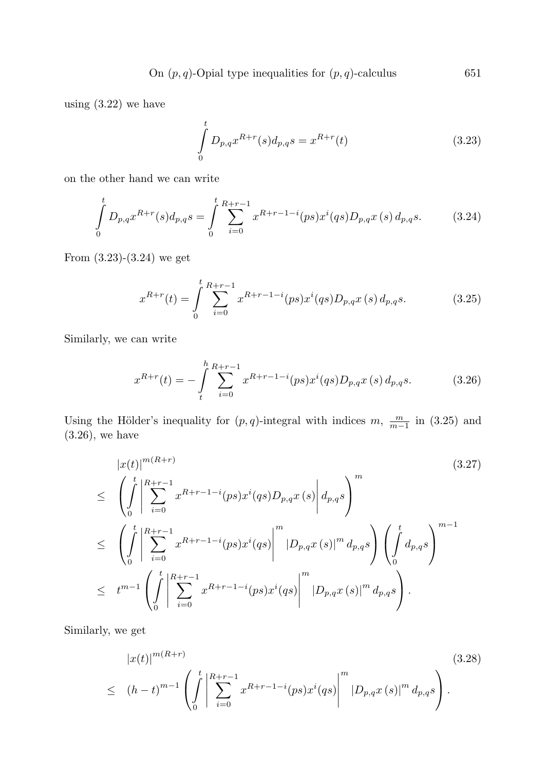using (3.22) we have

$$\int_0^t D_{p,q} x^{R+r}(s) d_{p,q}s = x^{R+r}(t) \tag{3.23}$$

on the other hand we can write

$$\int_0^t D_{p,q} x^{R+r}(s) d_{p,q}s = \int_0^t \sum_{i=0}^{R+r-1} x^{R+r-1-i}(ps) x^i(qs) D_{p,q} x(s)\, d_{p,q}s. \tag{3.24}$$

From (3.23)-(3.24) we get

$$x^{R+r}(t) = \int_0^t \sum_{i=0}^{R+r-1} x^{R+r-1-i}(ps) x^i(qs) D_{p,q} x(s)\, d_{p,q}s. \tag{3.25}$$

Similarly, we can write

$$x^{R+r}(t) = -\int_t^h \sum_{i=0}^{R+r-1} x^{R+r-1-i}(ps) x^i(qs) D_{p,q} x(s)\, d_{p,q}s. \tag{3.26}$$

Using the Hölder's inequality for $(p,q)$-integral with indices $m$, $\frac{m}{m-1}$ in (3.25) and (3.26), we have

$$\begin{aligned}
& |x(t)|^{m(R+r)} \\
\leq\ & \left( \int_0^t \left| \sum_{i=0}^{R+r-1} x^{R+r-1-i}(ps) x^i(qs) D_{p,q} x(s) \right| d_{p,q}s \right)^m \\
\leq\ & \left( \int_0^t \left| \sum_{i=0}^{R+r-1} x^{R+r-1-i}(ps) x^i(qs) \right|^m |D_{p,q} x(s)|^m d_{p,q}s \right) \left( \int_0^t d_{p,q}s \right)^{m-1} \\
\leq\ & t^{m-1} \left( \int_0^t \left| \sum_{i=0}^{R+r-1} x^{R+r-1-i}(ps) x^i(qs) \right|^m |D_{p,q} x(s)|^m d_{p,q}s \right).
\end{aligned} \tag{3.27}$$

Similarly, we get

$$\begin{aligned}
& |x(t)|^{m(R+r)} \\
\leq\ & (h-t)^{m-1} \left( \int_0^t \left| \sum_{i=0}^{R+r-1} x^{R+r-1-i}(ps) x^i(qs) \right|^m |D_{p,q} x(s)|^m d_{p,q}s \right).
\end{aligned} \tag{3.28}$$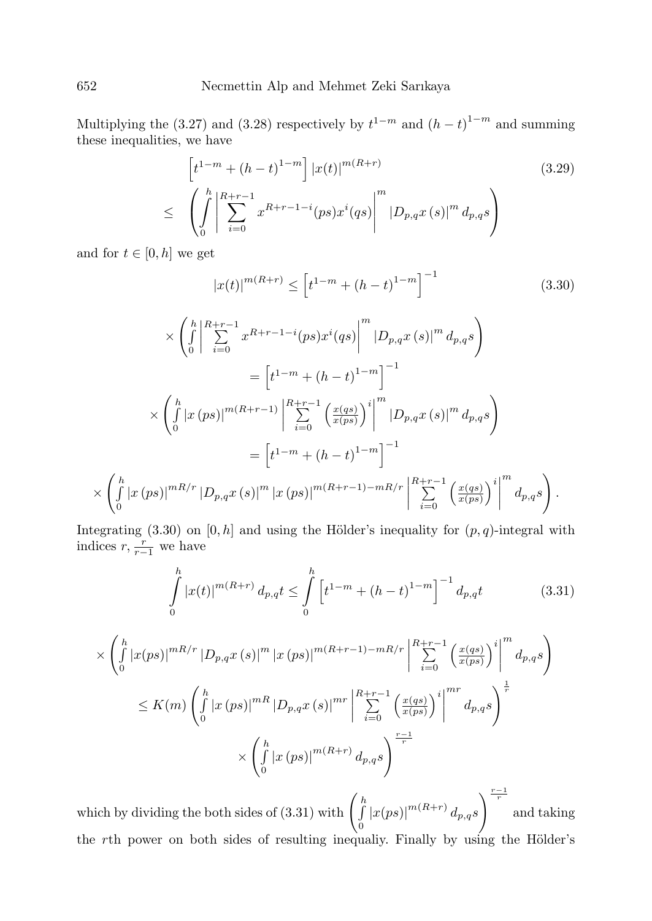Multiplying the (3.27) and (3.28) respectively by $t^{1-m}$ and $(h-t)^{1-m}$ and summing these inequalities, we have

$$\left[t^{1-m}+(h-t)^{1-m}\right]|x(t)|^{m(R+r)} \tag{3.29}$$

$$\leq \left(\int_0^h \left|\sum_{i=0}^{R+r-1} x^{R+r-1-i}(ps)x^i(qs)\right|^m |D_{p,q}x(s)|^m \, d_{p,q}s\right)$$

and for $t \in [0,h]$ we get

$$|x(t)|^{m(R+r)} \leq \left[t^{1-m}+(h-t)^{1-m}\right]^{-1} \tag{3.30}$$

$$\times \left(\int_0^h \left|\sum_{i=0}^{R+r-1} x^{R+r-1-i}(ps)x^i(qs)\right|^m |D_{p,q}x(s)|^m \, d_{p,q}s\right)$$

$$= \left[t^{1-m}+(h-t)^{1-m}\right]^{-1}$$

$$\times \left(\int_0^h |x(ps)|^{m(R+r-1)} \left|\sum_{i=0}^{R+r-1} \left(\frac{x(qs)}{x(ps)}\right)^i\right|^m |D_{p,q}x(s)|^m \, d_{p,q}s\right)$$

$$= \left[t^{1-m}+(h-t)^{1-m}\right]^{-1}$$

$$\times \left(\int_0^h |x(ps)|^{mR/r} |D_{p,q}x(s)|^m |x(ps)|^{m(R+r-1)-mR/r} \left|\sum_{i=0}^{R+r-1} \left(\frac{x(qs)}{x(ps)}\right)^i\right|^m d_{p,q}s\right).$$

Integrating (3.30) on $[0,h]$ and using the Hölder's inequality for $(p,q)$-integral with indices $r, \frac{r}{r-1}$ we have

$$\int_0^h |x(t)|^{m(R+r)} \, d_{p,q}t \leq \int_0^h \left[t^{1-m}+(h-t)^{1-m}\right]^{-1} d_{p,q}t \tag{3.31}$$

$$\times \left(\int_0^h |x(ps)|^{mR/r} |D_{p,q}x(s)|^m |x(ps)|^{m(R+r-1)-mR/r} \left|\sum_{i=0}^{R+r-1} \left(\frac{x(qs)}{x(ps)}\right)^i\right|^m d_{p,q}s\right)$$

$$\leq K(m) \left(\int_0^h |x(ps)|^{mR} |D_{p,q}x(s)|^{mr} \left|\sum_{i=0}^{R+r-1} \left(\frac{x(qs)}{x(ps)}\right)^i\right|^{mr} d_{p,q}s\right)^{\frac{1}{r}}$$

$$\times \left(\int_0^h |x(ps)|^{m(R+r)} \, d_{p,q}s\right)^{\frac{r-1}{r}}$$

which by dividing the both sides of (3.31) with $\left(\int_0^h |x(ps)|^{m(R+r)} \, d_{p,q}s\right)^{\frac{r-1}{r}}$ and taking the $r$th power on both sides of resulting inequaliy. Finally by using the Hölder's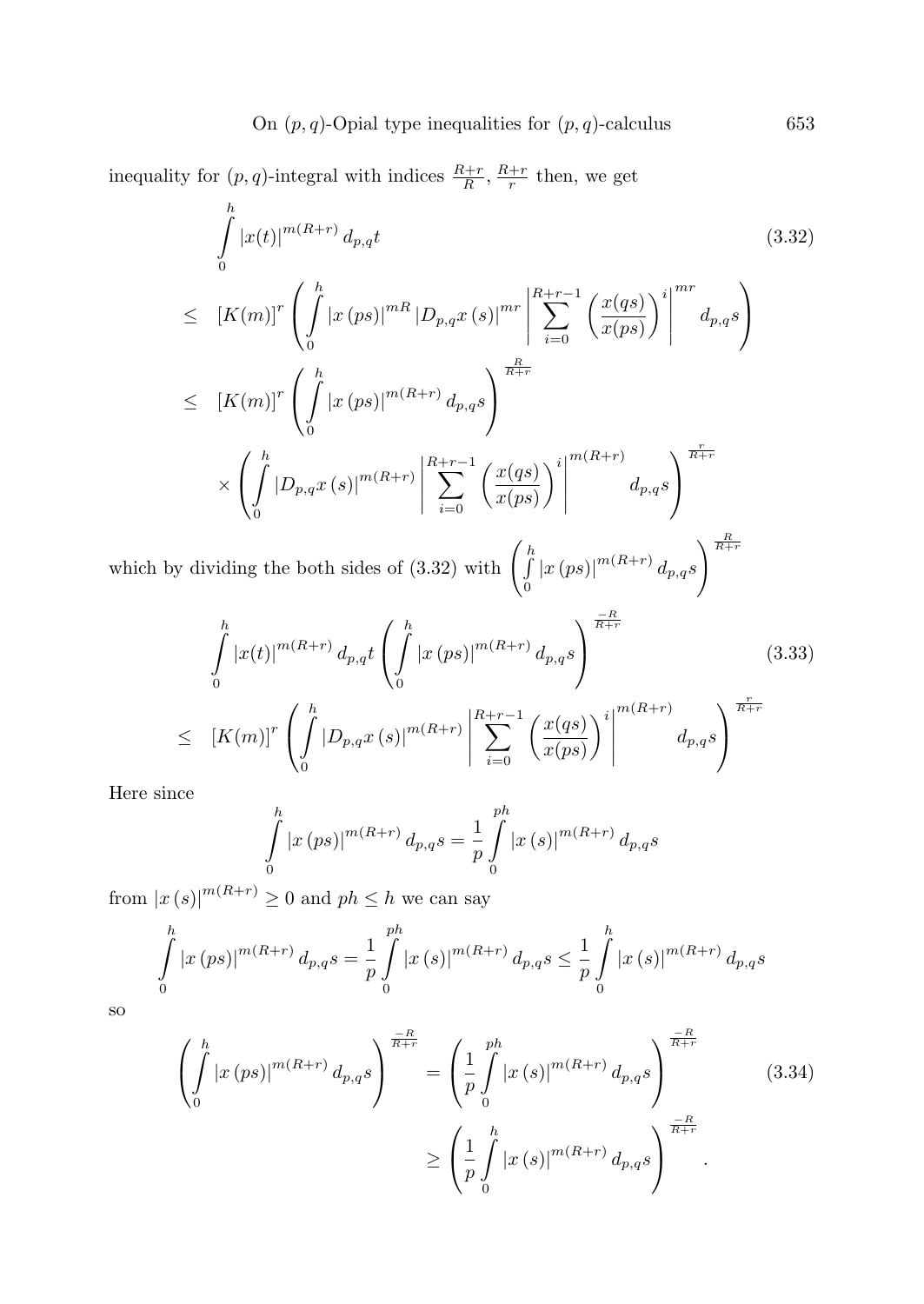inequality for $(p,q)$-integral with indices $\frac{R+r}{R}$, $\frac{R+r}{r}$ then, we get

$$
\begin{aligned}
&\int_0^h |x(t)|^{m(R+r)}\, d_{p,q}t && (3.32)\\
&\leq [K(m)]^r \left( \int_0^h |x(ps)|^{mR} |D_{p,q}x(s)|^{mr} \left| \sum_{i=0}^{R+r-1} \left(\frac{x(qs)}{x(ps)}\right)^i \right|^{mr} d_{p,q}s \right)\\
&\leq [K(m)]^r \left( \int_0^h |x(ps)|^{m(R+r)}\, d_{p,q}s \right)^{\frac{R}{R+r}}\\
&\quad \times \left( \int_0^h |D_{p,q}x(s)|^{m(R+r)} \left| \sum_{i=0}^{R+r-1} \left(\frac{x(qs)}{x(ps)}\right)^i \right|^{m(R+r)} d_{p,q}s \right)^{\frac{r}{R+r}}
\end{aligned}
$$

which by dividing the both sides of (3.32) with $\left( \int_0^h |x(ps)|^{m(R+r)}\, d_{p,q}s \right)^{\frac{R}{R+r}}$

$$
\begin{aligned}
&\int_0^h |x(t)|^{m(R+r)}\, d_{p,q}t \left( \int_0^h |x(ps)|^{m(R+r)}\, d_{p,q}s \right)^{\frac{-R}{R+r}} && (3.33)\\
&\leq [K(m)]^r \left( \int_0^h |D_{p,q}x(s)|^{m(R+r)} \left| \sum_{i=0}^{R+r-1} \left(\frac{x(qs)}{x(ps)}\right)^i \right|^{m(R+r)} d_{p,q}s \right)^{\frac{r}{R+r}}
\end{aligned}
$$

Here since

$$
\int_0^h |x(ps)|^{m(R+r)}\, d_{p,q}s = \frac{1}{p} \int_0^{ph} |x(s)|^{m(R+r)}\, d_{p,q}s
$$

from $|x(s)|^{m(R+r)} \geq 0$ and $ph \leq h$ we can say

$$
\int_0^h |x(ps)|^{m(R+r)}\, d_{p,q}s = \frac{1}{p} \int_0^{ph} |x(s)|^{m(R+r)}\, d_{p,q}s \leq \frac{1}{p} \int_0^h |x(s)|^{m(R+r)}\, d_{p,q}s
$$

so

$$
\begin{aligned}
\left( \int_0^h |x(ps)|^{m(R+r)}\, d_{p,q}s \right)^{\frac{-R}{R+r}} &= \left( \frac{1}{p} \int_0^{ph} |x(s)|^{m(R+r)}\, d_{p,q}s \right)^{\frac{-R}{R+r}} && (3.34)\\
&\geq \left( \frac{1}{p} \int_0^h |x(s)|^{m(R+r)}\, d_{p,q}s \right)^{\frac{-R}{R+r}}.
\end{aligned}
$$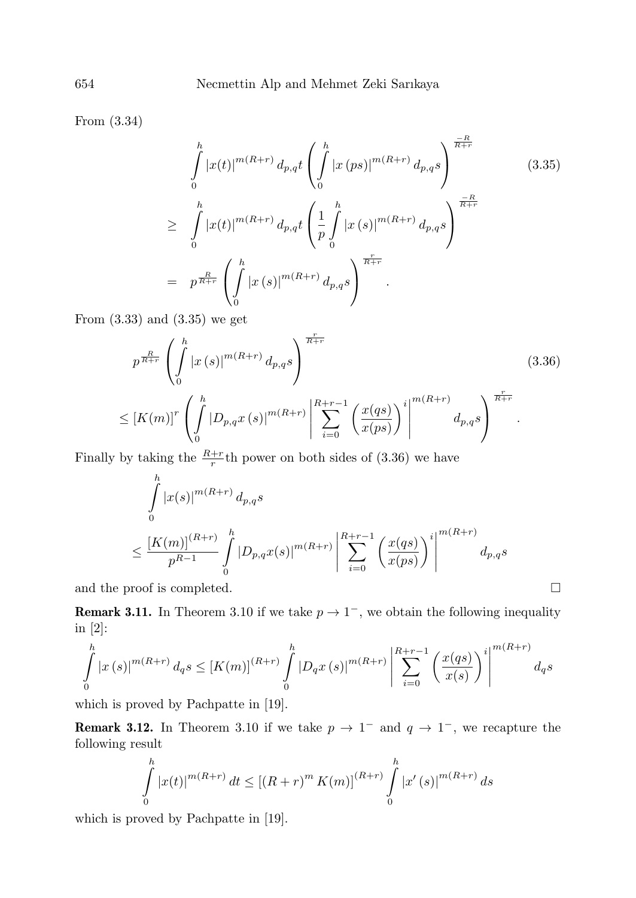From (3.34)

$$
\begin{aligned}
&\int_0^h |x(t)|^{m(R+r)}\, d_{p,q}t \left( \int_0^h |x(ps)|^{m(R+r)}\, d_{p,q}s \right)^{\frac{-R}{R+r}} \qquad (3.35) \\
\geq\ & \int_0^h |x(t)|^{m(R+r)}\, d_{p,q}t \left( \frac{1}{p} \int_0^h |x(s)|^{m(R+r)}\, d_{p,q}s \right)^{\frac{-R}{R+r}} \\
=\ & p^{\frac{R}{R+r}} \left( \int_0^h |x(s)|^{m(R+r)}\, d_{p,q}s \right)^{\frac{r}{R+r}}.
\end{aligned}
$$

From (3.33) and (3.35) we get

$$
\begin{aligned}
& p^{\frac{R}{R+r}} \left( \int_0^h |x(s)|^{m(R+r)}\, d_{p,q}s \right)^{\frac{r}{R+r}} \qquad (3.36) \\
\leq\ & [K(m)]^r \left( \int_0^h |D_{p,q}x(s)|^{m(R+r)} \left| \sum_{i=0}^{R+r-1} \left( \frac{x(qs)}{x(ps)} \right)^i \right|^{m(R+r)} d_{p,q}s \right)^{\frac{r}{R+r}}.
\end{aligned}
$$

Finally by taking the $\frac{R+r}{r}$th power on both sides of (3.36) we have

$$
\begin{aligned}
& \int_0^h |x(s)|^{m(R+r)}\, d_{p,q}s \\
\leq\ & \frac{[K(m)]^{(R+r)}}{p^{R-1}} \int_0^h |D_{p,q}x(s)|^{m(R+r)} \left| \sum_{i=0}^{R+r-1} \left( \frac{x(qs)}{x(ps)} \right)^i \right|^{m(R+r)} d_{p,q}s
\end{aligned}
$$

and the proof is completed. □

**Remark 3.11.** In Theorem 3.10 if we take $p \to 1^-$, we obtain the following inequality in [2]:

$$
\int_0^h |x(s)|^{m(R+r)}\, d_qs \leq [K(m)]^{(R+r)} \int_0^h |D_qx(s)|^{m(R+r)} \left| \sum_{i=0}^{R+r-1} \left( \frac{x(qs)}{x(s)} \right)^i \right|^{m(R+r)} d_qs
$$

which is proved by Pachpatte in [19].

**Remark 3.12.** In Theorem 3.10 if we take $p \to 1^-$ and $q \to 1^-$, we recapture the following result

$$
\int_0^h |x(t)|^{m(R+r)}\, dt \leq \left[ (R+r)^m K(m) \right]^{(R+r)} \int_0^h |x'(s)|^{m(R+r)}\, ds
$$

which is proved by Pachpatte in [19].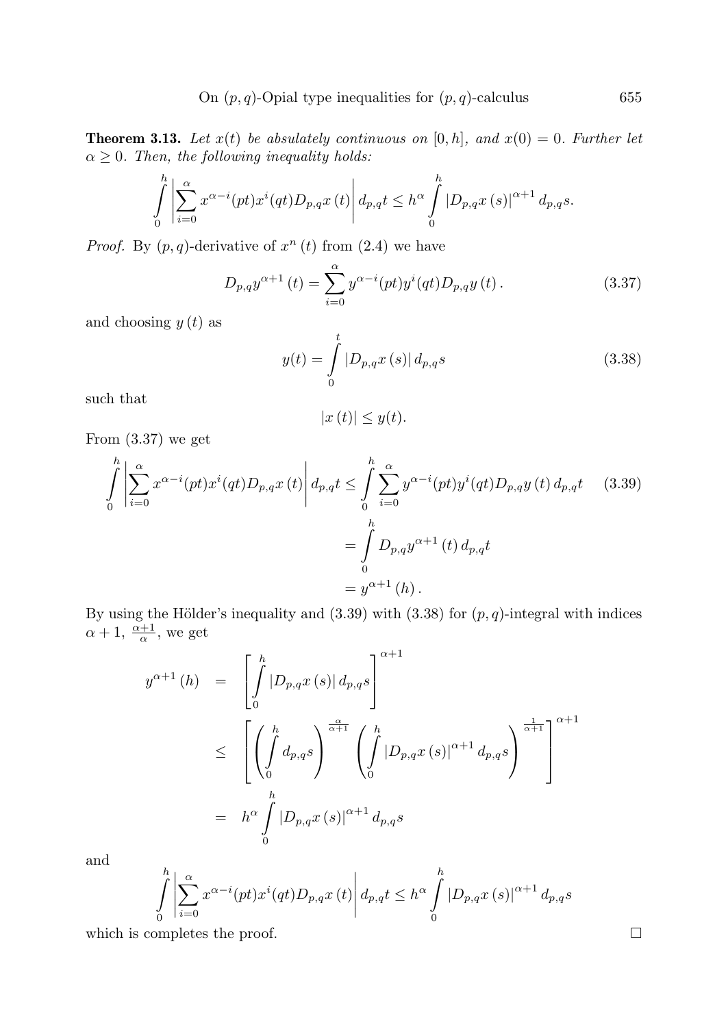**Theorem 3.13.** *Let $x(t)$ be absulately continuous on $[0,h]$, and $x(0)=0$. Further let $\alpha \geq 0$. Then, the following inequality holds:*

$$\int_0^h \left| \sum_{i=0}^{\alpha} x^{\alpha-i}(pt)x^i(qt)D_{p,q}x(t) \right| d_{p,q}t \leq h^{\alpha} \int_0^h |D_{p,q}x(s)|^{\alpha+1} d_{p,q}s.$$

*Proof.* By $(p,q)$-derivative of $x^n(t)$ from (2.4) we have

$$D_{p,q}y^{\alpha+1}(t) = \sum_{i=0}^{\alpha} y^{\alpha-i}(pt)y^i(qt)D_{p,q}y(t). \tag{3.37}$$

and choosing $y(t)$ as

$$y(t) = \int_0^t |D_{p,q}x(s)| \, d_{p,q}s \tag{3.38}$$

such that

$$|x(t)| \leq y(t).$$

From (3.37) we get

$$\begin{aligned}
\int_0^h \left| \sum_{i=0}^{\alpha} x^{\alpha-i}(pt)x^i(qt)D_{p,q}x(t) \right| d_{p,q}t &\leq \int_0^h \sum_{i=0}^{\alpha} y^{\alpha-i}(pt)y^i(qt)D_{p,q}y(t) \, d_{p,q}t \qquad (3.39) \\
&= \int_0^h D_{p,q}y^{\alpha+1}(t) \, d_{p,q}t \\
&= y^{\alpha+1}(h).
\end{aligned}$$

By using the Hölder's inequality and (3.39) with (3.38) for $(p,q)$-integral with indices $\alpha+1$, $\frac{\alpha+1}{\alpha}$, we get

$$\begin{aligned}
y^{\alpha+1}(h) &= \left[ \int_0^h |D_{p,q}x(s)| \, d_{p,q}s \right]^{\alpha+1} \\
&\leq \left[ \left( \int_0^h d_{p,q}s \right)^{\frac{\alpha}{\alpha+1}} \left( \int_0^h |D_{p,q}x(s)|^{\alpha+1} d_{p,q}s \right)^{\frac{1}{\alpha+1}} \right]^{\alpha+1} \\
&= h^{\alpha} \int_0^h |D_{p,q}x(s)|^{\alpha+1} d_{p,q}s
\end{aligned}$$

and

$$\int_0^h \left| \sum_{i=0}^{\alpha} x^{\alpha-i}(pt)x^i(qt)D_{p,q}x(t) \right| d_{p,q}t \leq h^{\alpha} \int_0^h |D_{p,q}x(s)|^{\alpha+1} d_{p,q}s$$

which is completes the proof. □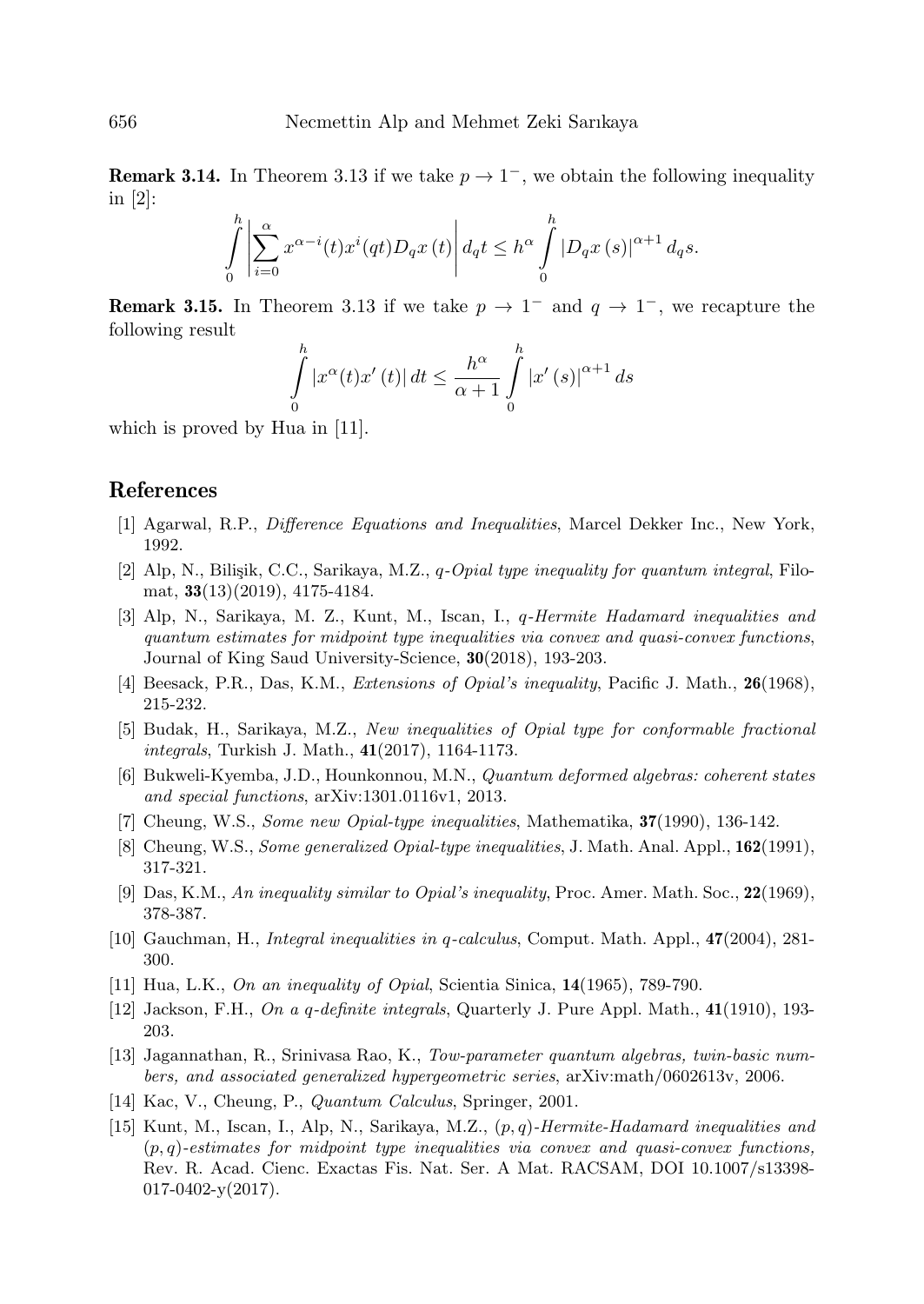**Remark 3.14.** In Theorem 3.13 if we take $p \to 1^-$, we obtain the following inequality in [2]:

$$\int_0^h \left| \sum_{i=0}^{\alpha} x^{\alpha-i}(t) x^i(qt) D_q x(t) \right| d_q t \leq h^\alpha \int_0^h |D_q x(s)|^{\alpha+1} d_q s.$$

**Remark 3.15.** In Theorem 3.13 if we take $p \to 1^-$ and $q \to 1^-$, we recapture the following result

$$\int_0^h |x^\alpha(t) x'(t)| \, dt \leq \frac{h^\alpha}{\alpha+1} \int_0^h |x'(s)|^{\alpha+1} ds$$

which is proved by Hua in [11].

## References

[1] Agarwal, R.P., *Difference Equations and Inequalities*, Marcel Dekker Inc., New York, 1992.

[2] Alp, N., Bilişik, C.C., Sarikaya, M.Z., *q-Opial type inequality for quantum integral*, Filomat, **33**(13)(2019), 4175-4184.

[3] Alp, N., Sarikaya, M. Z., Kunt, M., Iscan, I., *q-Hermite Hadamard inequalities and quantum estimates for midpoint type inequalities via convex and quasi-convex functions*, Journal of King Saud University-Science, **30**(2018), 193-203.

[4] Beesack, P.R., Das, K.M., *Extensions of Opial's inequality*, Pacific J. Math., **26**(1968), 215-232.

[5] Budak, H., Sarikaya, M.Z., *New inequalities of Opial type for conformable fractional integrals*, Turkish J. Math., **41**(2017), 1164-1173.

[6] Bukweli-Kyemba, J.D., Hounkonnou, M.N., *Quantum deformed algebras: coherent states and special functions*, arXiv:1301.0116v1, 2013.

[7] Cheung, W.S., *Some new Opial-type inequalities*, Mathematika, **37**(1990), 136-142.

[8] Cheung, W.S., *Some generalized Opial-type inequalities*, J. Math. Anal. Appl., **162**(1991), 317-321.

[9] Das, K.M., *An inequality similar to Opial's inequality*, Proc. Amer. Math. Soc., **22**(1969), 378-387.

[10] Gauchman, H., *Integral inequalities in q-calculus*, Comput. Math. Appl., **47**(2004), 281-300.

[11] Hua, L.K., *On an inequality of Opial*, Scientia Sinica, **14**(1965), 789-790.

[12] Jackson, F.H., *On a q-definite integrals*, Quarterly J. Pure Appl. Math., **41**(1910), 193-203.

[13] Jagannathan, R., Srinivasa Rao, K., *Tow-parameter quantum algebras, twin-basic numbers, and associated generalized hypergeometric series*, arXiv:math/0602613v, 2006.

[14] Kac, V., Cheung, P., *Quantum Calculus*, Springer, 2001.

[15] Kunt, M., Iscan, I., Alp, N., Sarikaya, M.Z., *(p, q)-Hermite-Hadamard inequalities and (p, q)-estimates for midpoint type inequalities via convex and quasi-convex functions,* Rev. R. Acad. Cienc. Exactas Fis. Nat. Ser. A Mat. RACSAM, DOI 10.1007/s13398-017-0402-y(2017).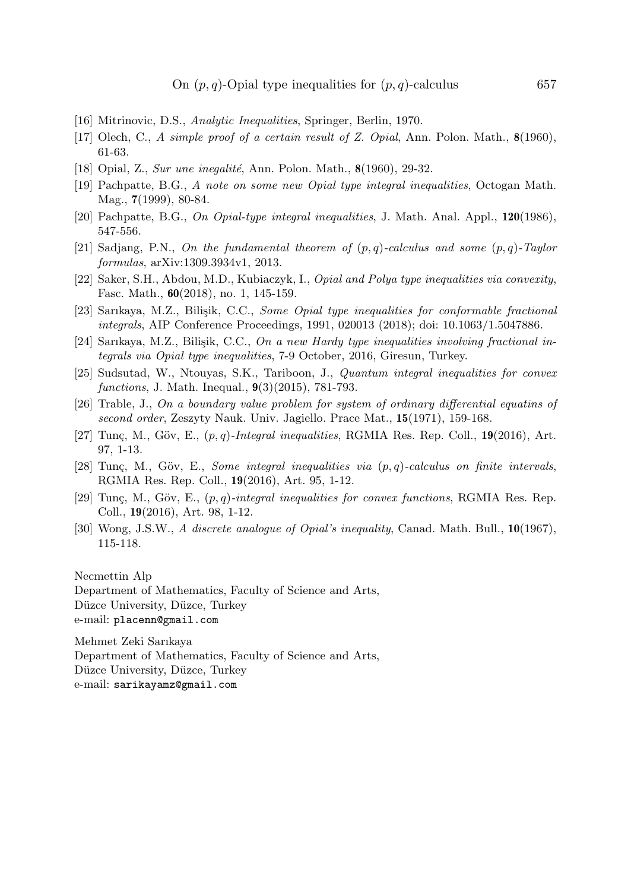[16] Mitrinovic, D.S., *Analytic Inequalities*, Springer, Berlin, 1970.

[17] Olech, C., *A simple proof of a certain result of Z. Opial*, Ann. Polon. Math., **8**(1960), 61-63.

[18] Opial, Z., *Sur une inegalité*, Ann. Polon. Math., **8**(1960), 29-32.

[19] Pachpatte, B.G., *A note on some new Opial type integral inequalities*, Octogan Math. Mag., **7**(1999), 80-84.

[20] Pachpatte, B.G., *On Opial-type integral inequalities*, J. Math. Anal. Appl., **120**(1986), 547-556.

[21] Sadjang, P.N., *On the fundamental theorem of $(p, q)$-calculus and some $(p, q)$-Taylor formulas*, arXiv:1309.3934v1, 2013.

[22] Saker, S.H., Abdou, M.D., Kubiaczyk, I., *Opial and Polya type inequalities via convexity*, Fasc. Math., **60**(2018), no. 1, 145-159.

[23] Sarıkaya, M.Z., Bilişik, C.C., *Some Opial type inequalities for conformable fractional integrals*, AIP Conference Proceedings, 1991, 020013 (2018); doi: 10.1063/1.5047886.

[24] Sarıkaya, M.Z., Bilişik, C.C., *On a new Hardy type inequalities involving fractional integrals via Opial type inequalities*, 7-9 October, 2016, Giresun, Turkey.

[25] Sudsutad, W., Ntouyas, S.K., Tariboon, J., *Quantum integral inequalities for convex functions*, J. Math. Inequal., **9**(3)(2015), 781-793.

[26] Trable, J., *On a boundary value problem for system of ordinary differential equatins of second order*, Zeszyty Nauk. Univ. Jagiello. Prace Mat., **15**(1971), 159-168.

[27] Tunç, M., Göv, E., *$(p, q)$-Integral inequalities*, RGMIA Res. Rep. Coll., **19**(2016), Art. 97, 1-13.

[28] Tunç, M., Göv, E., *Some integral inequalities via $(p, q)$-calculus on finite intervals*, RGMIA Res. Rep. Coll., **19**(2016), Art. 95, 1-12.

[29] Tunç, M., Göv, E., *$(p, q)$-integral inequalities for convex functions*, RGMIA Res. Rep. Coll., **19**(2016), Art. 98, 1-12.

[30] Wong, J.S.W., *A discrete analogue of Opial's inequality*, Canad. Math. Bull., **10**(1967), 115-118.

Necmettin Alp
Department of Mathematics, Faculty of Science and Arts,
Düzce University, Düzce, Turkey
e-mail: `placenn@gmail.com`

Mehmet Zeki Sarıkaya
Department of Mathematics, Faculty of Science and Arts,
Düzce University, Düzce, Turkey
e-mail: `sarikayamz@gmail.com`